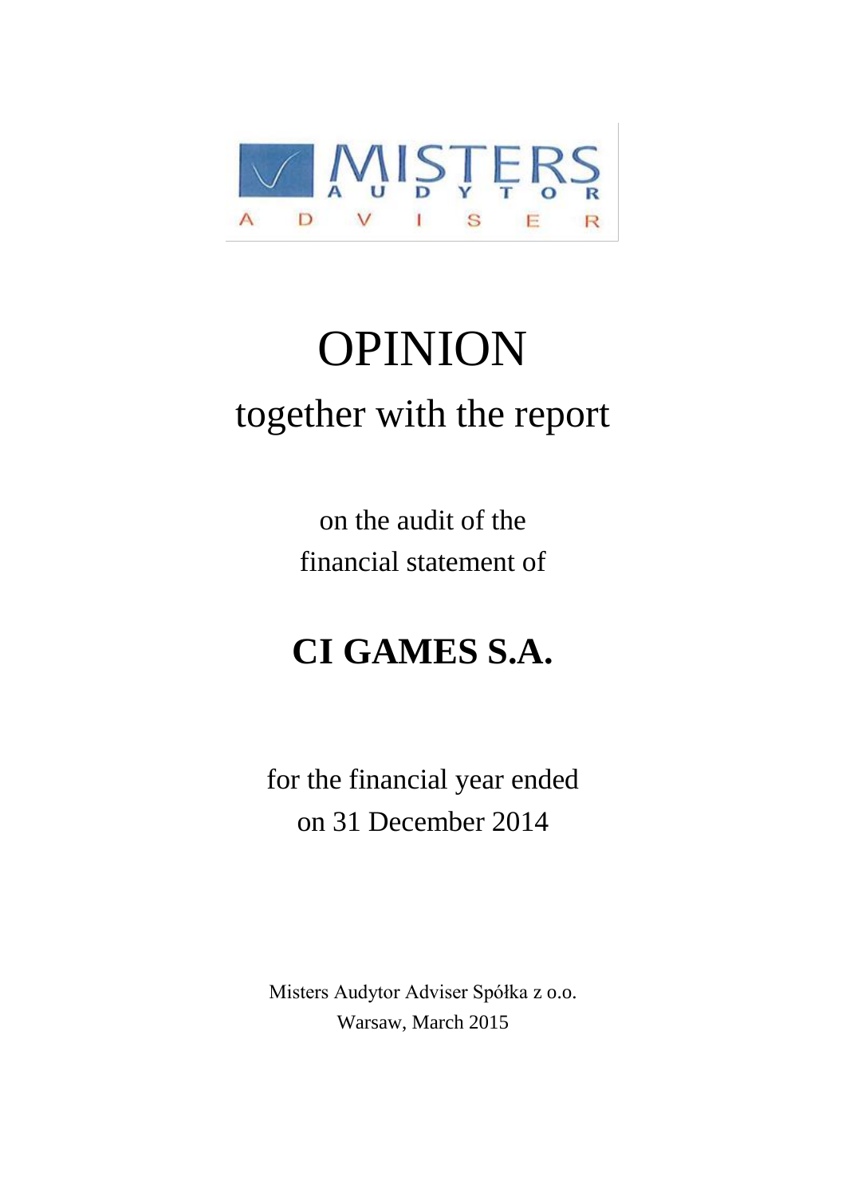MISTERS AUDYTOR ADVISER

# OPINION

## together with the report

on the audit of the financial statement of

## **CI GAMES S.A.**

for the financial year ended on 31 December 2014

Misters Audytor Adviser Spółka z o.o.
Warsaw, March 2015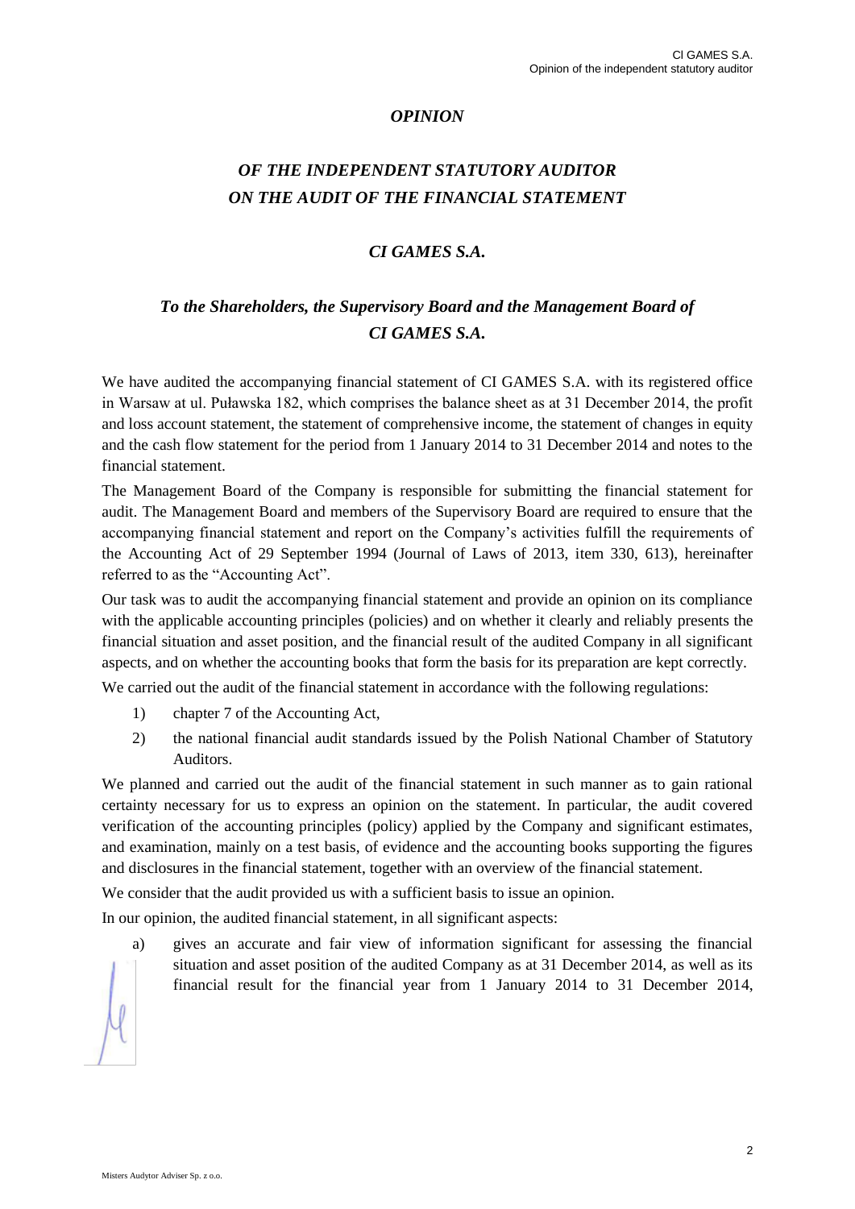# *OPINION*

## *OF THE INDEPENDENT STATUTORY AUDITOR ON THE AUDIT OF THE FINANCIAL STATEMENT*

## *CI GAMES S.A.*

### *To the Shareholders, the Supervisory Board and the Management Board of CI GAMES S.A.*

We have audited the accompanying financial statement of CI GAMES S.A. with its registered office in Warsaw at ul. Puławska 182, which comprises the balance sheet as at 31 December 2014, the profit and loss account statement, the statement of comprehensive income, the statement of changes in equity and the cash flow statement for the period from 1 January 2014 to 31 December 2014 and notes to the financial statement.

The Management Board of the Company is responsible for submitting the financial statement for audit. The Management Board and members of the Supervisory Board are required to ensure that the accompanying financial statement and report on the Company's activities fulfill the requirements of the Accounting Act of 29 September 1994 (Journal of Laws of 2013, item 330, 613), hereinafter referred to as the "Accounting Act".

Our task was to audit the accompanying financial statement and provide an opinion on its compliance with the applicable accounting principles (policies) and on whether it clearly and reliably presents the financial situation and asset position, and the financial result of the audited Company in all significant aspects, and on whether the accounting books that form the basis for its preparation are kept correctly.

We carried out the audit of the financial statement in accordance with the following regulations:

1) chapter 7 of the Accounting Act,
2) the national financial audit standards issued by the Polish National Chamber of Statutory Auditors.

We planned and carried out the audit of the financial statement in such manner as to gain rational certainty necessary for us to express an opinion on the statement. In particular, the audit covered verification of the accounting principles (policy) applied by the Company and significant estimates, and examination, mainly on a test basis, of evidence and the accounting books supporting the figures and disclosures in the financial statement, together with an overview of the financial statement.

We consider that the audit provided us with a sufficient basis to issue an opinion.

In our opinion, the audited financial statement, in all significant aspects:

a) gives an accurate and fair view of information significant for assessing the financial situation and asset position of the audited Company as at 31 December 2014, as well as its financial result for the financial year from 1 January 2014 to 31 December 2014,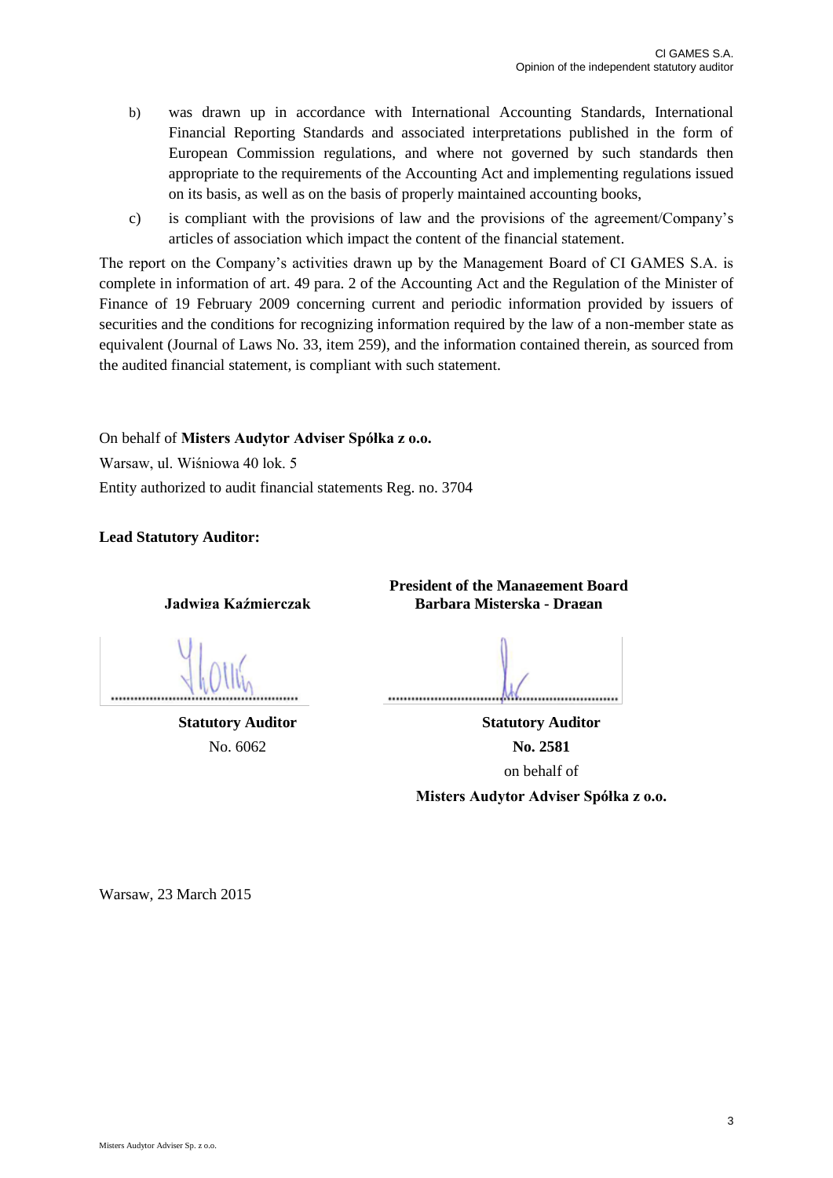b) was drawn up in accordance with International Accounting Standards, International Financial Reporting Standards and associated interpretations published in the form of European Commission regulations, and where not governed by such standards then appropriate to the requirements of the Accounting Act and implementing regulations issued on its basis, as well as on the basis of properly maintained accounting books,

c) is compliant with the provisions of law and the provisions of the agreement/Company's articles of association which impact the content of the financial statement.

The report on the Company's activities drawn up by the Management Board of CI GAMES S.A. is complete in information of art. 49 para. 2 of the Accounting Act and the Regulation of the Minister of Finance of 19 February 2009 concerning current and periodic information provided by issuers of securities and the conditions for recognizing information required by the law of a non-member state as equivalent (Journal of Laws No. 33, item 259), and the information contained therein, as sourced from the audited financial statement, is compliant with such statement.

On behalf of **Misters Audytor Adviser Spółka z o.o.**

Warsaw, ul. Wiśniowa 40 lok. 5

Entity authorized to audit financial statements Reg. no. 3704

**Lead Statutory Auditor:**

| **Jadwiga Kaźmierczak** | **President of the Management Board Barbara Misterska - Dragan** |
|---|---|
| ............................................ | ............................................ |
| **Statutory Auditor** | **Statutory Auditor** |
| No. 6062 | **No. 2581** |
| | on behalf of |
| | **Misters Audytor Adviser Spółka z o.o.** |

Warsaw, 23 March 2015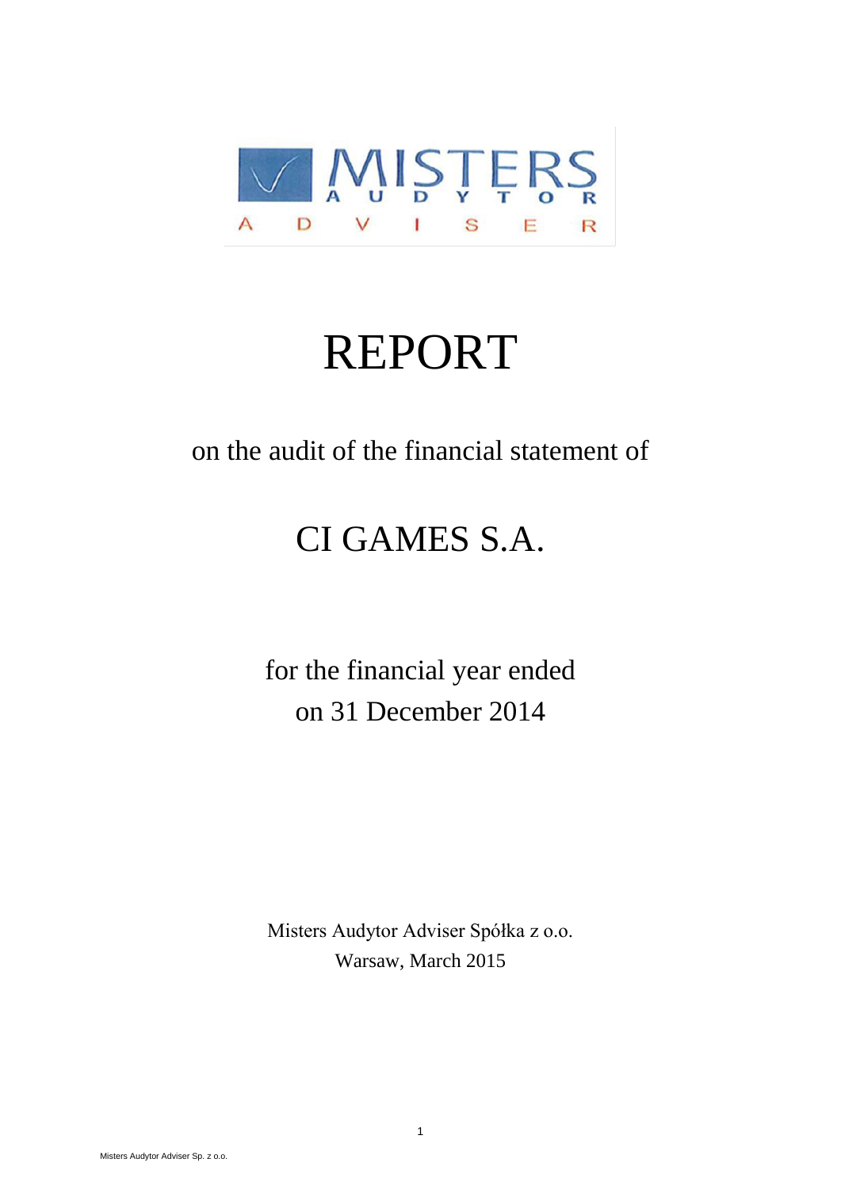MISTERS AUDYTOR ADVISER

# REPORT

on the audit of the financial statement of

## CI GAMES S.A.

for the financial year ended
on 31 December 2014

Misters Audytor Adviser Spółka z o.o.
Warsaw, March 2015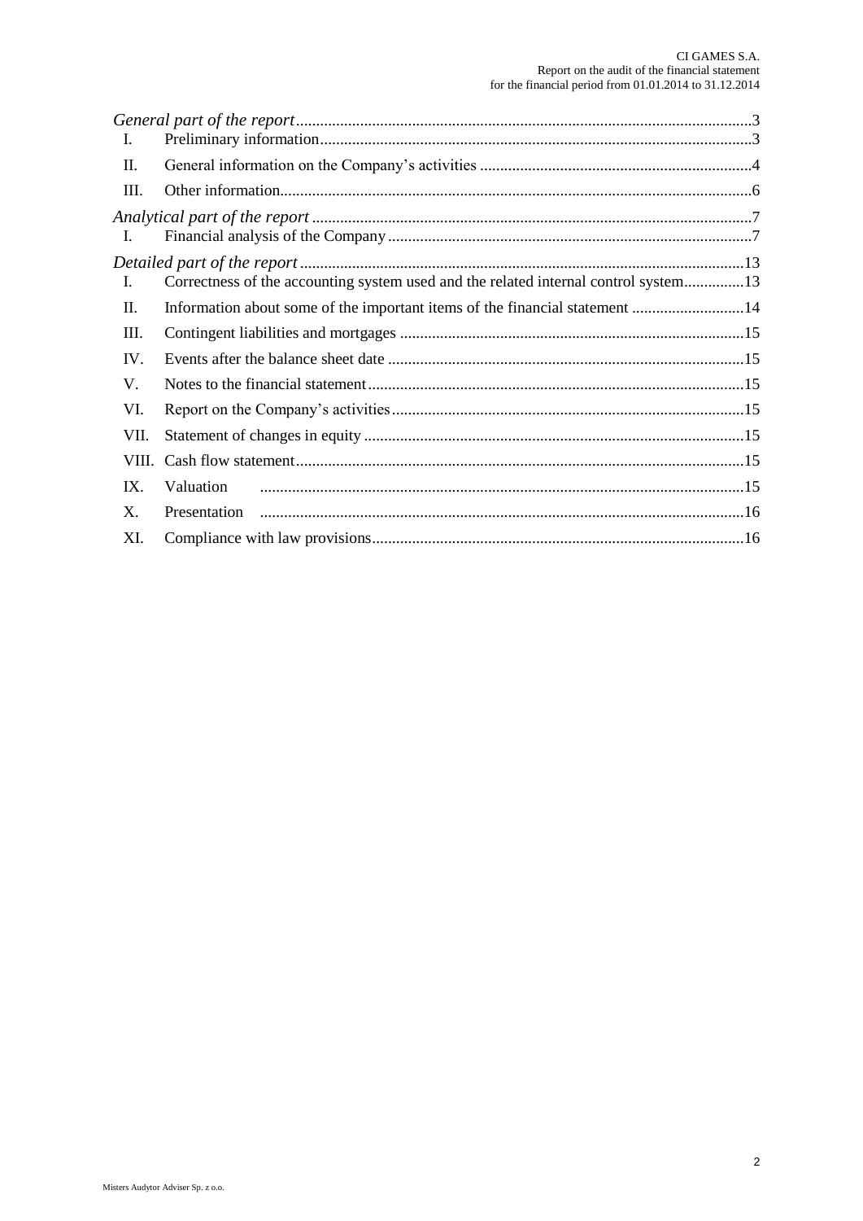*General part of the report*...3

| | | |
|---|---|---|
| I. | Preliminary information | 3 |
| II. | General information on the Company's activities | 4 |
| III. | Other information | 6 |

*Analytical part of the report*...7

| | | |
|---|---|---|
| I. | Financial analysis of the Company | 7 |

*Detailed part of the report*...13

| | | |
|---|---|---|
| I. | Correctness of the accounting system used and the related internal control system | 13 |
| II. | Information about some of the important items of the financial statement | 14 |
| III. | Contingent liabilities and mortgages | 15 |
| IV. | Events after the balance sheet date | 15 |
| V. | Notes to the financial statement | 15 |
| VI. | Report on the Company's activities | 15 |
| VII. | Statement of changes in equity | 15 |
| VIII. | Cash flow statement | 15 |
| IX. | Valuation | 15 |
| X. | Presentation | 16 |
| XI. | Compliance with law provisions | 16 |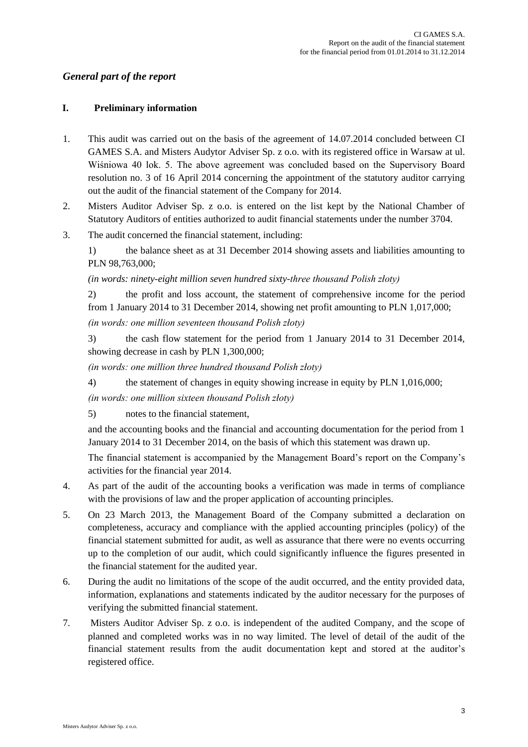## *General part of the report*

### I. Preliminary information

1. This audit was carried out on the basis of the agreement of 14.07.2014 concluded between CI GAMES S.A. and Misters Audytor Adviser Sp. z o.o. with its registered office in Warsaw at ul. Wiśniowa 40 lok. 5. The above agreement was concluded based on the Supervisory Board resolution no. 3 of 16 April 2014 concerning the appointment of the statutory auditor carrying out the audit of the financial statement of the Company for 2014.
2. Misters Auditor Adviser Sp. z o.o. is entered on the list kept by the National Chamber of Statutory Auditors of entities authorized to audit financial statements under the number 3704.
3. The audit concerned the financial statement, including:

   1) the balance sheet as at 31 December 2014 showing assets and liabilities amounting to PLN 98,763,000;

   *(in words: ninety-eight million seven hundred sixty-three thousand Polish złoty)*

   2) the profit and loss account, the statement of comprehensive income for the period from 1 January 2014 to 31 December 2014, showing net profit amounting to PLN 1,017,000;

   *(in words: one million seventeen thousand Polish złoty)*

   3) the cash flow statement for the period from 1 January 2014 to 31 December 2014, showing decrease in cash by PLN 1,300,000;

   *(in words: one million three hundred thousand Polish złoty)*

   4) the statement of changes in equity showing increase in equity by PLN 1,016,000;

   *(in words: one million sixteen thousand Polish złoty)*

   5) notes to the financial statement,

   and the accounting books and the financial and accounting documentation for the period from 1 January 2014 to 31 December 2014, on the basis of which this statement was drawn up.

   The financial statement is accompanied by the Management Board's report on the Company's activities for the financial year 2014.
4. As part of the audit of the accounting books a verification was made in terms of compliance with the provisions of law and the proper application of accounting principles.
5. On 23 March 2013, the Management Board of the Company submitted a declaration on completeness, accuracy and compliance with the applied accounting principles (policy) of the financial statement submitted for audit, as well as assurance that there were no events occurring up to the completion of our audit, which could significantly influence the figures presented in the financial statement for the audited year.
6. During the audit no limitations of the scope of the audit occurred, and the entity provided data, information, explanations and statements indicated by the auditor necessary for the purposes of verifying the submitted financial statement.
7. Misters Auditor Adviser Sp. z o.o. is independent of the audited Company, and the scope of planned and completed works was in no way limited. The level of detail of the audit of the financial statement results from the audit documentation kept and stored at the auditor's registered office.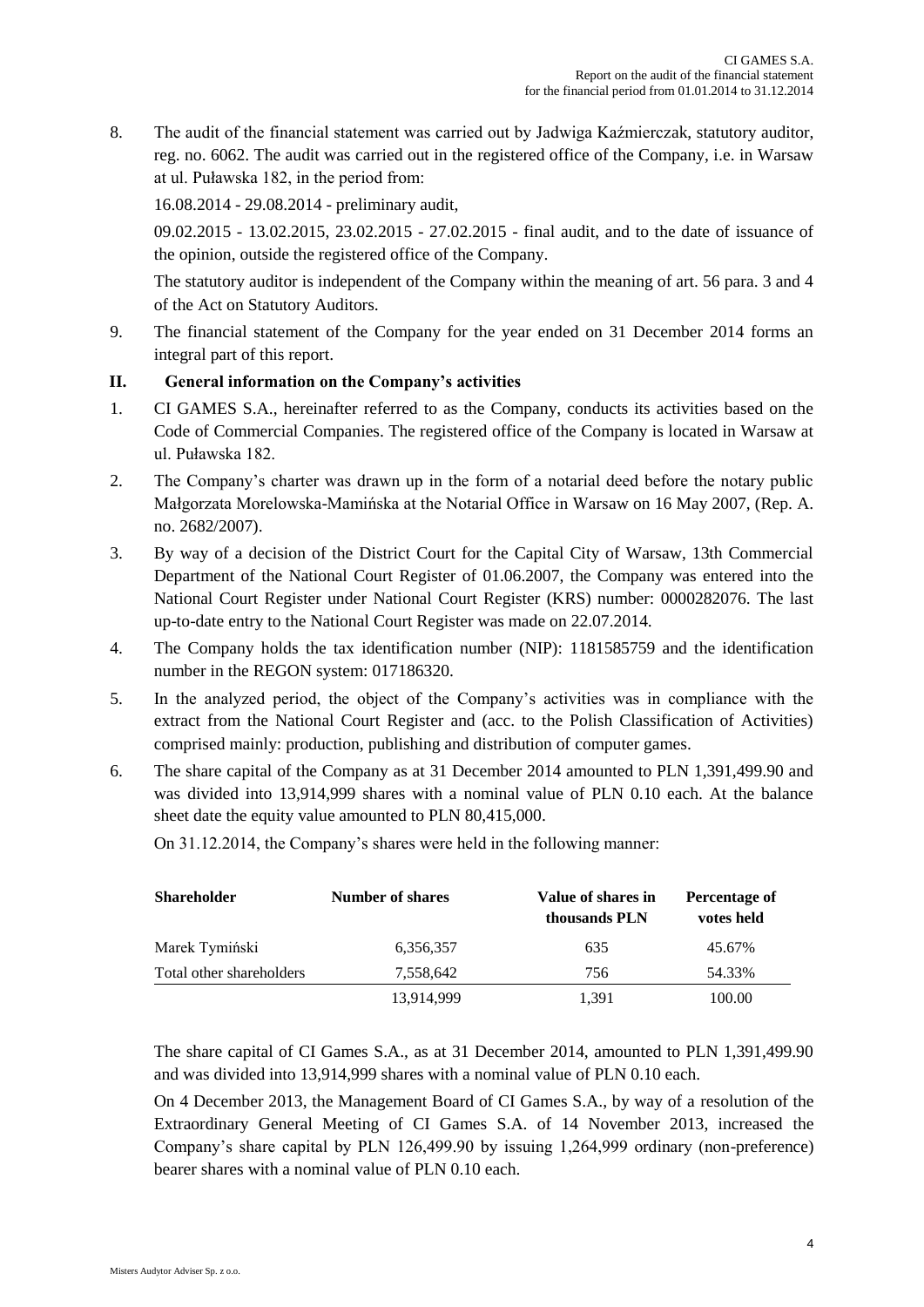8. The audit of the financial statement was carried out by Jadwiga Kaźmierczak, statutory auditor, reg. no. 6062. The audit was carried out in the registered office of the Company, i.e. in Warsaw at ul. Puławska 182, in the period from:

   16.08.2014 - 29.08.2014 - preliminary audit,

   09.02.2015 - 13.02.2015, 23.02.2015 - 27.02.2015 - final audit, and to the date of issuance of the opinion, outside the registered office of the Company.

   The statutory auditor is independent of the Company within the meaning of art. 56 para. 3 and 4 of the Act on Statutory Auditors.

9. The financial statement of the Company for the year ended on 31 December 2014 forms an integral part of this report.

## II. General information on the Company's activities

1. CI GAMES S.A., hereinafter referred to as the Company, conducts its activities based on the Code of Commercial Companies. The registered office of the Company is located in Warsaw at ul. Puławska 182.

2. The Company's charter was drawn up in the form of a notarial deed before the notary public Małgorzata Morelowska-Mamińska at the Notarial Office in Warsaw on 16 May 2007, (Rep. A. no. 2682/2007).

3. By way of a decision of the District Court for the Capital City of Warsaw, 13th Commercial Department of the National Court Register of 01.06.2007, the Company was entered into the National Court Register under National Court Register (KRS) number: 0000282076. The last up-to-date entry to the National Court Register was made on 22.07.2014.

4. The Company holds the tax identification number (NIP): 1181585759 and the identification number in the REGON system: 017186320.

5. In the analyzed period, the object of the Company's activities was in compliance with the extract from the National Court Register and (acc. to the Polish Classification of Activities) comprised mainly: production, publishing and distribution of computer games.

6. The share capital of the Company as at 31 December 2014 amounted to PLN 1,391,499.90 and was divided into 13,914,999 shares with a nominal value of PLN 0.10 each. At the balance sheet date the equity value amounted to PLN 80,415,000.

   On 31.12.2014, the Company's shares were held in the following manner:

| Shareholder | Number of shares | Value of shares in thousands PLN | Percentage of votes held |
|---|---|---|---|
| Marek Tymiński | 6,356,357 | 635 | 45.67% |
| Total other shareholders | 7,558,642 | 756 | 54.33% |
| | 13,914,999 | 1,391 | 100.00 |

   The share capital of CI Games S.A., as at 31 December 2014, amounted to PLN 1,391,499.90 and was divided into 13,914,999 shares with a nominal value of PLN 0.10 each.

   On 4 December 2013, the Management Board of CI Games S.A., by way of a resolution of the Extraordinary General Meeting of CI Games S.A. of 14 November 2013, increased the Company's share capital by PLN 126,499.90 by issuing 1,264,999 ordinary (non-preference) bearer shares with a nominal value of PLN 0.10 each.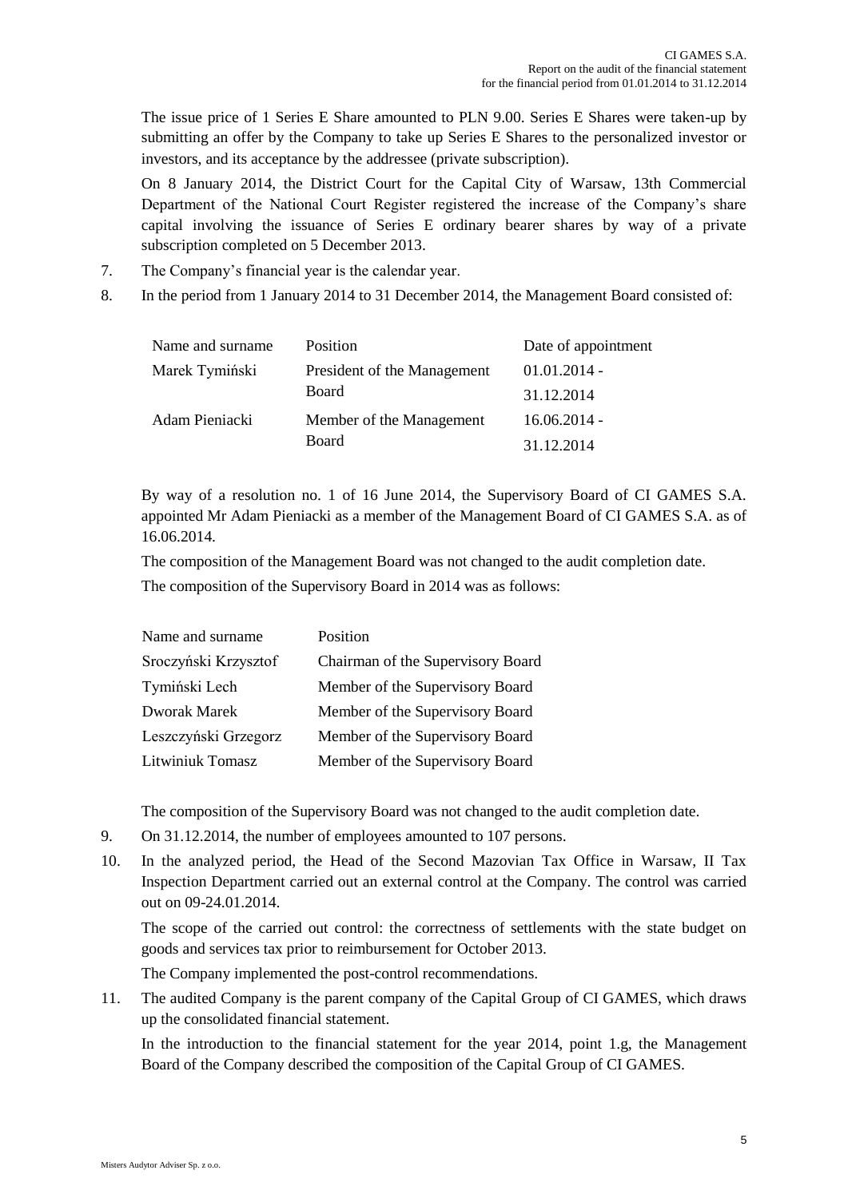The issue price of 1 Series E Share amounted to PLN 9.00. Series E Shares were taken-up by submitting an offer by the Company to take up Series E Shares to the personalized investor or investors, and its acceptance by the addressee (private subscription).

On 8 January 2014, the District Court for the Capital City of Warsaw, 13th Commercial Department of the National Court Register registered the increase of the Company's share capital involving the issuance of Series E ordinary bearer shares by way of a private subscription completed on 5 December 2013.

7. The Company's financial year is the calendar year.

8. In the period from 1 January 2014 to 31 December 2014, the Management Board consisted of:

| Name and surname | Position | Date of appointment |
|---|---|---|
| Marek Tymiński | President of the Management Board | 01.01.2014 - 31.12.2014 |
| Adam Pieniacki | Member of the Management Board | 16.06.2014 - 31.12.2014 |

By way of a resolution no. 1 of 16 June 2014, the Supervisory Board of CI GAMES S.A. appointed Mr Adam Pieniacki as a member of the Management Board of CI GAMES S.A. as of 16.06.2014.

The composition of the Management Board was not changed to the audit completion date.

The composition of the Supervisory Board in 2014 was as follows:

| Name and surname | Position |
|---|---|
| Sroczyński Krzysztof | Chairman of the Supervisory Board |
| Tymiński Lech | Member of the Supervisory Board |
| Dworak Marek | Member of the Supervisory Board |
| Leszczyński Grzegorz | Member of the Supervisory Board |
| Litwiniuk Tomasz | Member of the Supervisory Board |

The composition of the Supervisory Board was not changed to the audit completion date.

9. On 31.12.2014, the number of employees amounted to 107 persons.

10. In the analyzed period, the Head of the Second Mazovian Tax Office in Warsaw, II Tax Inspection Department carried out an external control at the Company. The control was carried out on 09-24.01.2014.

    The scope of the carried out control: the correctness of settlements with the state budget on goods and services tax prior to reimbursement for October 2013.

    The Company implemented the post-control recommendations.

11. The audited Company is the parent company of the Capital Group of CI GAMES, which draws up the consolidated financial statement.

    In the introduction to the financial statement for the year 2014, point 1.g, the Management Board of the Company described the composition of the Capital Group of CI GAMES.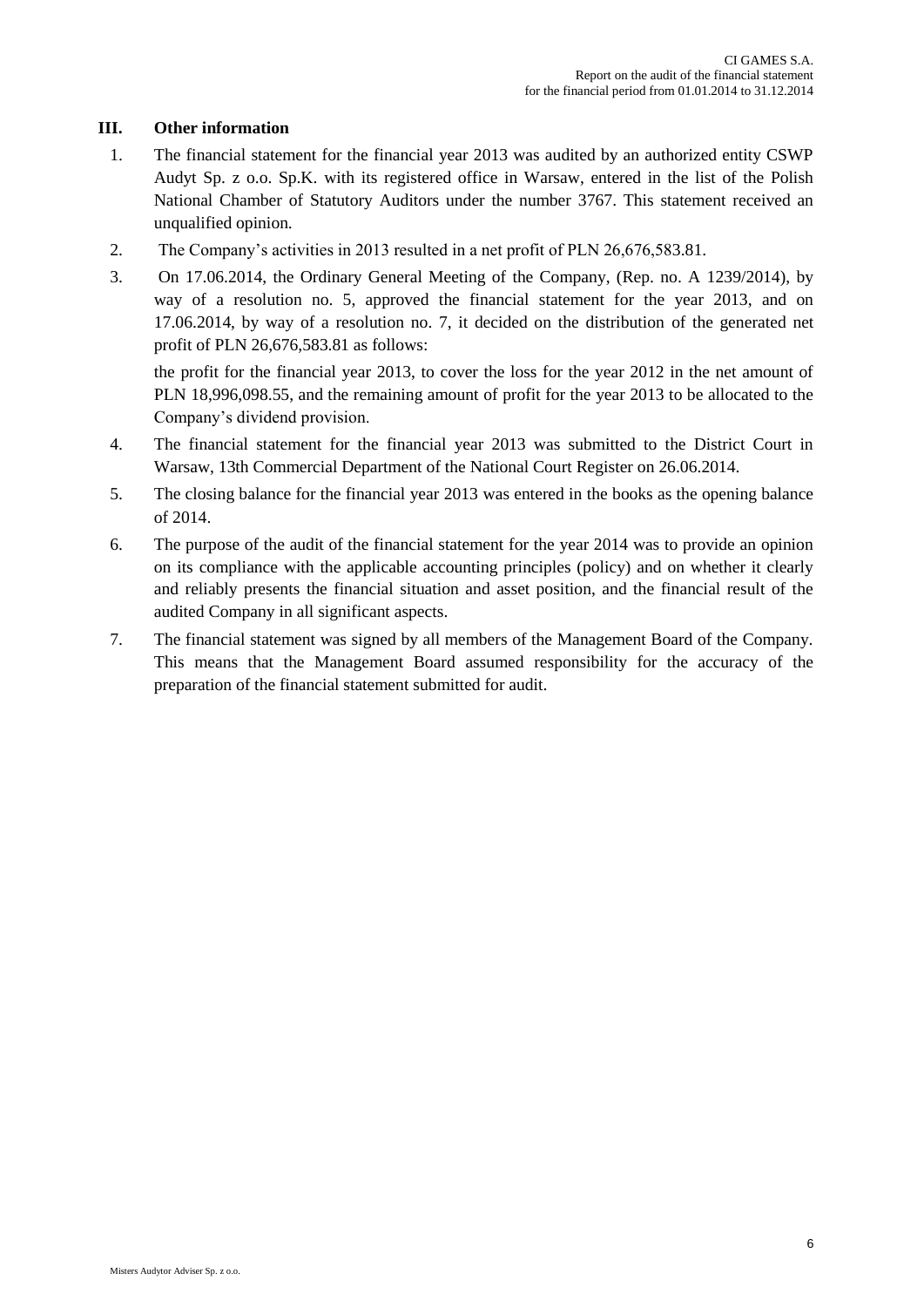## III. Other information

1. The financial statement for the financial year 2013 was audited by an authorized entity CSWP Audyt Sp. z o.o. Sp.K. with its registered office in Warsaw, entered in the list of the Polish National Chamber of Statutory Auditors under the number 3767. This statement received an unqualified opinion.
2. The Company's activities in 2013 resulted in a net profit of PLN 26,676,583.81.
3. On 17.06.2014, the Ordinary General Meeting of the Company, (Rep. no. A 1239/2014), by way of a resolution no. 5, approved the financial statement for the year 2013, and on 17.06.2014, by way of a resolution no. 7, it decided on the distribution of the generated net profit of PLN 26,676,583.81 as follows:

   the profit for the financial year 2013, to cover the loss for the year 2012 in the net amount of PLN 18,996,098.55, and the remaining amount of profit for the year 2013 to be allocated to the Company's dividend provision.
4. The financial statement for the financial year 2013 was submitted to the District Court in Warsaw, 13th Commercial Department of the National Court Register on 26.06.2014.
5. The closing balance for the financial year 2013 was entered in the books as the opening balance of 2014.
6. The purpose of the audit of the financial statement for the year 2014 was to provide an opinion on its compliance with the applicable accounting principles (policy) and on whether it clearly and reliably presents the financial situation and asset position, and the financial result of the audited Company in all significant aspects.
7. The financial statement was signed by all members of the Management Board of the Company. This means that the Management Board assumed responsibility for the accuracy of the preparation of the financial statement submitted for audit.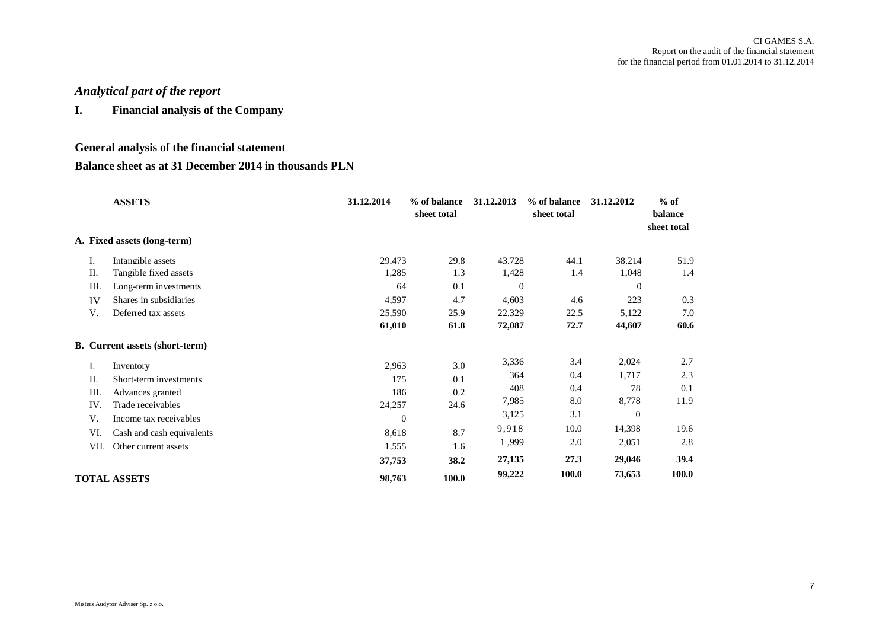## Analytical part of the report

### I. Financial analysis of the Company

### General analysis of the financial statement

### Balance sheet as at 31 December 2014 in thousands PLN

| | ASSETS | 31.12.2014 | % of balance sheet total | 31.12.2013 | % of balance sheet total | 31.12.2012 | % of balance sheet total |
|---|---|---|---|---|---|---|---|
| **A.** | **Fixed assets (long-term)** | | | | | | |
| I. | Intangible assets | 29,473 | 29.8 | 43,728 | 44.1 | 38,214 | 51.9 |
| II. | Tangible fixed assets | 1,285 | 1.3 | 1,428 | 1.4 | 1,048 | 1.4 |
| III. | Long-term investments | 64 | 0.1 | 0 | | 0 | |
| IV | Shares in subsidiaries | 4,597 | 4.7 | 4,603 | 4.6 | 223 | 0.3 |
| V. | Deferred tax assets | 25,590 | 25.9 | 22,329 | 22.5 | 5,122 | 7.0 |
| | | **61,010** | **61.8** | **72,087** | **72.7** | **44,607** | **60.6** |
| **B.** | **Current assets (short-term)** | | | | | | |
| I. | Inventory | 2,963 | 3.0 | 3,336 | 3.4 | 2,024 | 2.7 |
| II. | Short-term investments | 175 | 0.1 | 364 | 0.4 | 1,717 | 2.3 |
| III. | Advances granted | 186 | 0.2 | 408 | 0.4 | 78 | 0.1 |
| IV. | Trade receivables | 24,257 | 24.6 | 7,985 | 8.0 | 8,778 | 11.9 |
| V. | Income tax receivables | 0 | | 3,125 | 3.1 | 0 | |
| VI. | Cash and cash equivalents | 8,618 | 8.7 | 9,918 | 10.0 | 14,398 | 19.6 |
| VII. | Other current assets | 1,555 | 1.6 | 1,999 | 2.0 | 2,051 | 2.8 |
| | | **37,753** | **38.2** | **27,135** | **27.3** | **29,046** | **39.4** |
| | **TOTAL ASSETS** | **98,763** | **100.0** | **99,222** | **100.0** | **73,653** | **100.0** |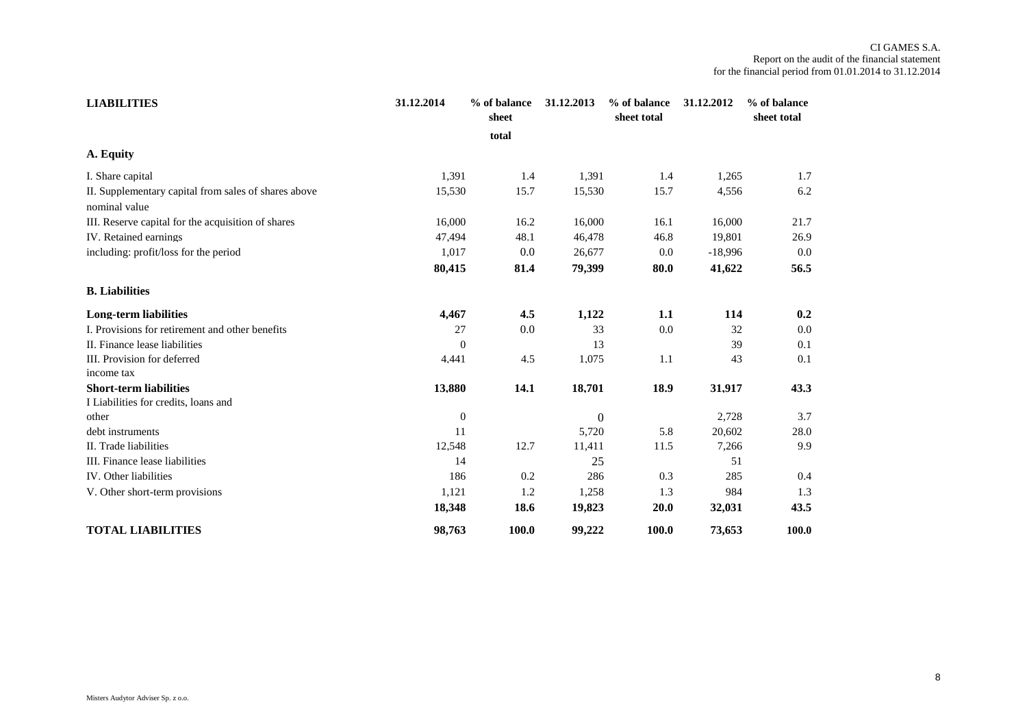| LIABILITIES | 31.12.2014 | % of balance sheet total | 31.12.2013 | % of balance sheet total | 31.12.2012 | % of balance sheet total |
|---|---|---|---|---|---|---|
| **A. Equity** | | | | | | |
| I. Share capital | 1,391 | 1.4 | 1,391 | 1.4 | 1,265 | 1.7 |
| II. Supplementary capital from sales of shares above nominal value | 15,530 | 15.7 | 15,530 | 15.7 | 4,556 | 6.2 |
| III. Reserve capital for the acquisition of shares | 16,000 | 16.2 | 16,000 | 16.1 | 16,000 | 21.7 |
| IV. Retained earnings | 47,494 | 48.1 | 46,478 | 46.8 | 19,801 | 26.9 |
| including: profit/loss for the period | 1,017 | 0.0 | 26,677 | 0.0 | -18,996 | 0.0 |
| | **80,415** | **81.4** | **79,399** | **80.0** | **41,622** | **56.5** |
| **B. Liabilities** | | | | | | |
| **Long-term liabilities** | **4,467** | **4.5** | **1,122** | **1.1** | **114** | **0.2** |
| I. Provisions for retirement and other benefits | 27 | 0.0 | 33 | 0.0 | 32 | 0.0 |
| II. Finance lease liabilities | 0 | | 13 | | 39 | 0.1 |
| III. Provision for deferred income tax | 4,441 | 4.5 | 1,075 | 1.1 | 43 | 0.1 |
| **Short-term liabilities** | **13,880** | **14.1** | **18,701** | **18.9** | **31,917** | **43.3** |
| I Liabilities for credits, loans and other | 0 | | 0 | | 2,728 | 3.7 |
| debt instruments | 11 | | 5,720 | 5.8 | 20,602 | 28.0 |
| II. Trade liabilities | 12,548 | 12.7 | 11,411 | 11.5 | 7,266 | 9.9 |
| III. Finance lease liabilities | 14 | | 25 | | 51 | |
| IV. Other liabilities | 186 | 0.2 | 286 | 0.3 | 285 | 0.4 |
| V. Other short-term provisions | 1,121 | 1.2 | 1,258 | 1.3 | 984 | 1.3 |
| | **18,348** | **18.6** | **19,823** | **20.0** | **32,031** | **43.5** |
| **TOTAL LIABILITIES** | **98,763** | **100.0** | **99,222** | **100.0** | **73,653** | **100.0** |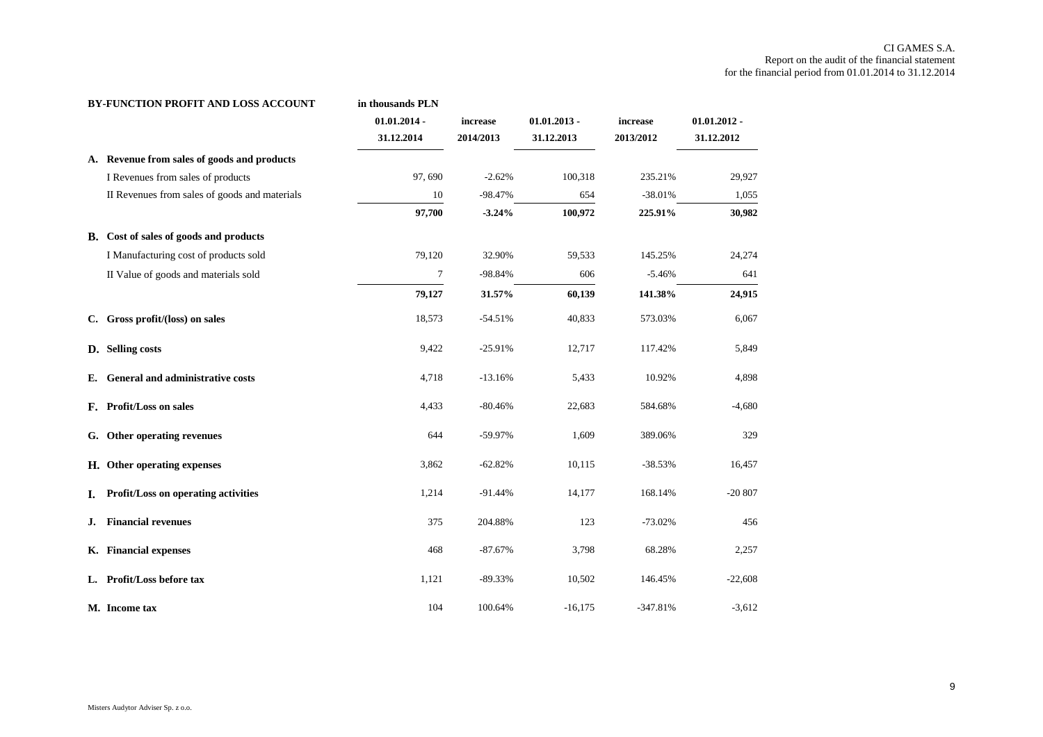| BY-FUNCTION PROFIT AND LOSS ACCOUNT | in thousands PLN | | | | |
|---|---|---|---|---|---|
| | 01.01.2014 - 31.12.2014 | increase 2014/2013 | 01.01.2013 - 31.12.2013 | increase 2013/2012 | 01.01.2012 - 31.12.2012 |
| **A. Revenue from sales of goods and products** | | | | | |
| I Revenues from sales of products | 97, 690 | -2.62% | 100,318 | 235.21% | 29,927 |
| II Revenues from sales of goods and materials | 10 | -98.47% | 654 | -38.01% | 1,055 |
| | **97,700** | **-3.24%** | **100,972** | **225.91%** | **30,982** |
| **B. Cost of sales of goods and products** | | | | | |
| I Manufacturing cost of products sold | 79,120 | 32.90% | 59,533 | 145.25% | 24,274 |
| II Value of goods and materials sold | 7 | -98.84% | 606 | -5.46% | 641 |
| | **79,127** | **31.57%** | **60,139** | **141.38%** | **24,915** |
| **C. Gross profit/(loss) on sales** | 18,573 | -54.51% | 40,833 | 573.03% | 6,067 |
| **D. Selling costs** | 9,422 | -25.91% | 12,717 | 117.42% | 5,849 |
| **E. General and administrative costs** | 4,718 | -13.16% | 5,433 | 10.92% | 4,898 |
| **F. Profit/Loss on sales** | 4,433 | -80.46% | 22,683 | 584.68% | -4,680 |
| **G. Other operating revenues** | 644 | -59.97% | 1,609 | 389.06% | 329 |
| **H. Other operating expenses** | 3,862 | -62.82% | 10,115 | -38.53% | 16,457 |
| **I. Profit/Loss on operating activities** | 1,214 | -91.44% | 14,177 | 168.14% | -20 807 |
| **J. Financial revenues** | 375 | 204.88% | 123 | -73.02% | 456 |
| **K. Financial expenses** | 468 | -87.67% | 3,798 | 68.28% | 2,257 |
| **L. Profit/Loss before tax** | 1,121 | -89.33% | 10,502 | 146.45% | -22,608 |
| **M. Income tax** | 104 | 100.64% | -16,175 | -347.81% | -3,612 |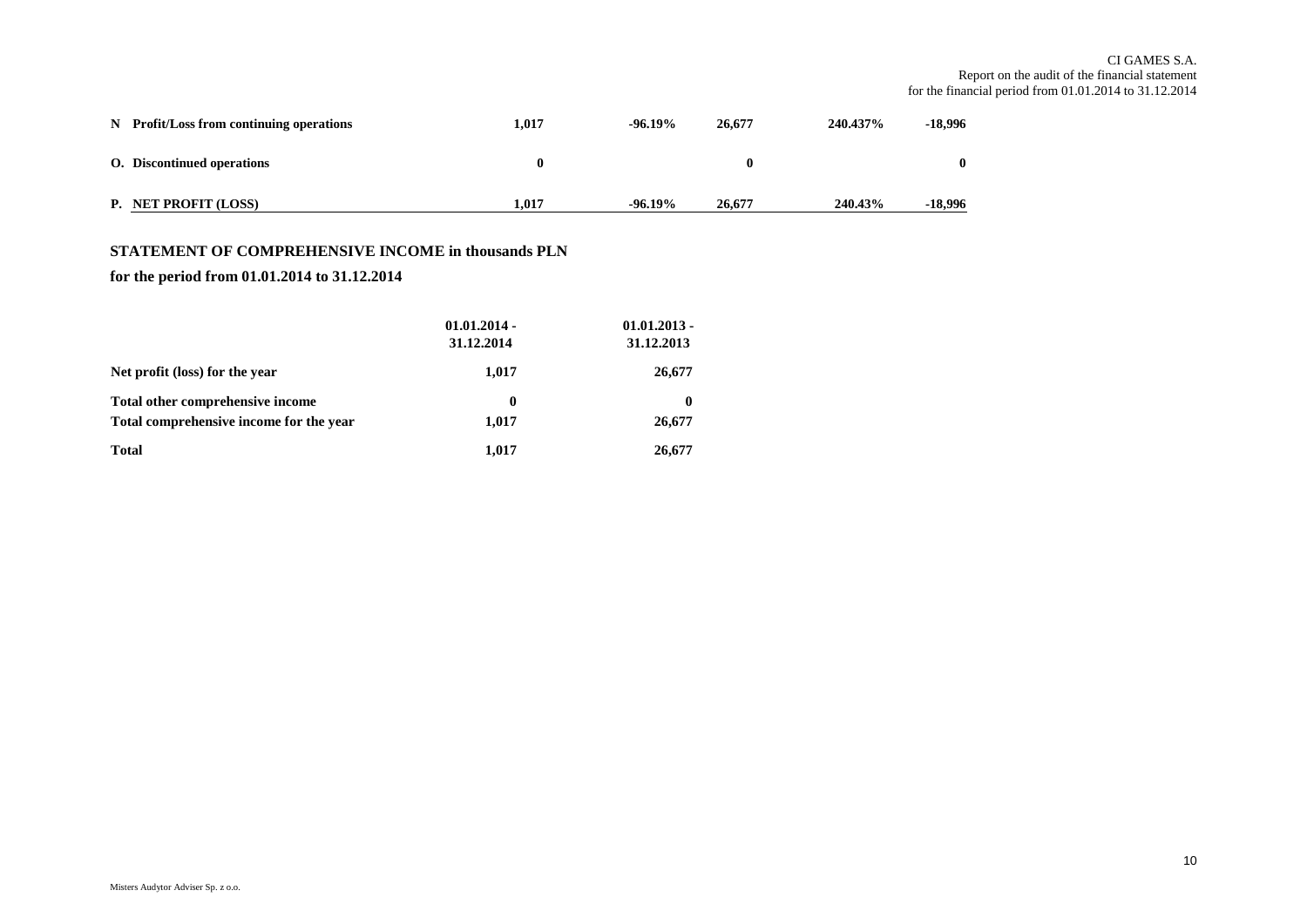| | | | | | |
|---|---|---|---|---|---|
| N | **Profit/Loss from continuing operations** | **1,017** | **-96.19%** | **26,677** | **240.437%** | **-18,996** |
| O. | **Discontinued operations** | **0** | | **0** | | **0** |
| P. | **NET PROFIT (LOSS)** | **1,017** | **-96.19%** | **26,677** | **240.43%** | **-18,996** |

## STATEMENT OF COMPREHENSIVE INCOME in thousands PLN

**for the period from 01.01.2014 to 31.12.2014**

| | 01.01.2014 - 31.12.2014 | 01.01.2013 - 31.12.2013 |
|---|---|---|
| **Net profit (loss) for the year** | **1,017** | **26,677** |
| **Total other comprehensive income** | **0** | **0** |
| **Total comprehensive income for the year** | **1,017** | **26,677** |
| **Total** | **1,017** | **26,677** |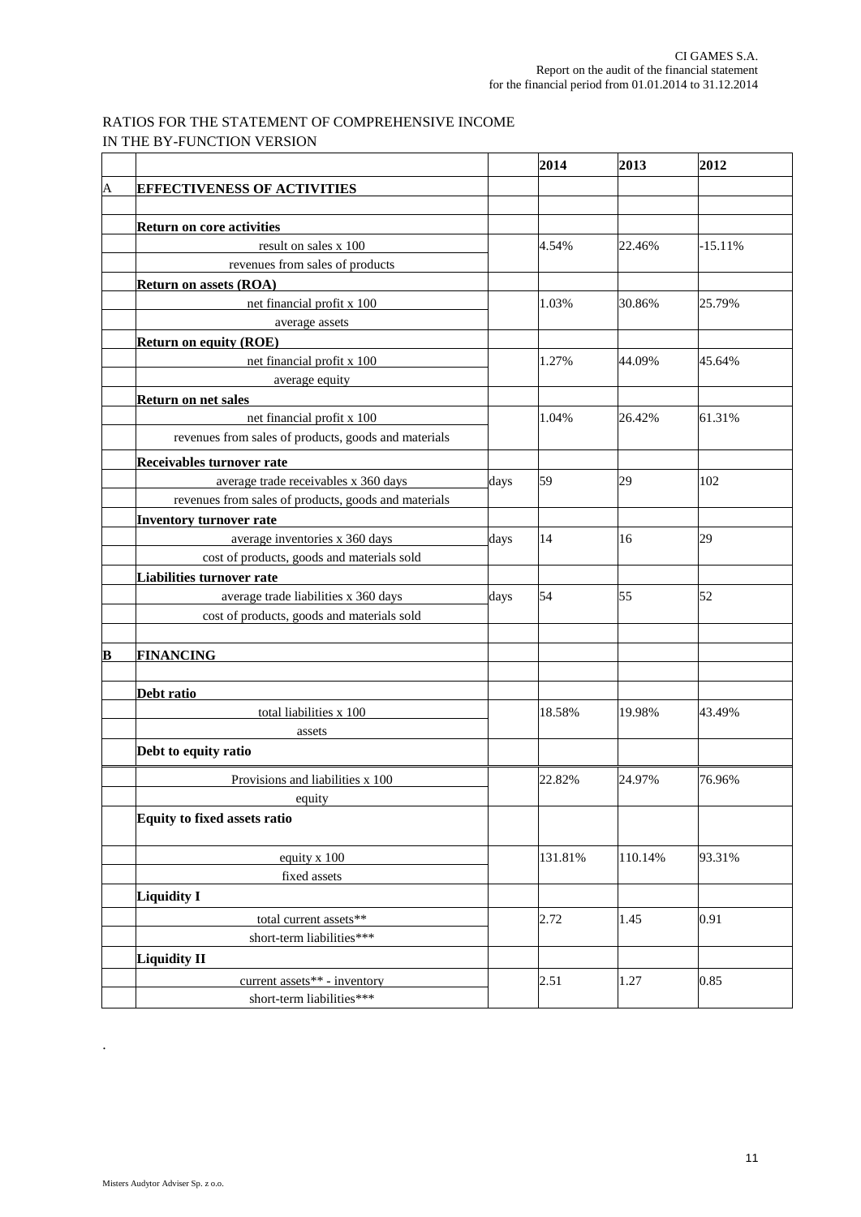RATIOS FOR THE STATEMENT OF COMPREHENSIVE INCOME
IN THE BY-FUNCTION VERSION

| | | | 2014 | 2013 | 2012 |
|---|---|---|---|---|---|
| A | **EFFECTIVENESS OF ACTIVITIES** | | | | |
| | | | | | |
| | **Return on core activities** | | | | |
| | result on sales x 100 | | 4.54% | 22.46% | -15.11% |
| | revenues from sales of products | | | | |
| | **Return on assets (ROA)** | | | | |
| | net financial profit x 100 | | 1.03% | 30.86% | 25.79% |
| | average assets | | | | |
| | **Return on equity (ROE)** | | | | |
| | net financial profit x 100 | | 1.27% | 44.09% | 45.64% |
| | average equity | | | | |
| | **Return on net sales** | | | | |
| | net financial profit x 100 | | 1.04% | 26.42% | 61.31% |
| | revenues from sales of products, goods and materials | | | | |
| | **Receivables turnover rate** | | | | |
| | average trade receivables x 360 days | days | 59 | 29 | 102 |
| | revenues from sales of products, goods and materials | | | | |
| | **Inventory turnover rate** | | | | |
| | average inventories x 360 days | days | 14 | 16 | 29 |
| | cost of products, goods and materials sold | | | | |
| | **Liabilities turnover rate** | | | | |
| | average trade liabilities x 360 days | days | 54 | 55 | 52 |
| | cost of products, goods and materials sold | | | | |
| | | | | | |
| **B** | **FINANCING** | | | | |
| | | | | | |
| | **Debt ratio** | | | | |
| | total liabilities x 100 | | 18.58% | 19.98% | 43.49% |
| | assets | | | | |
| | **Debt to equity ratio** | | | | |
| | Provisions and liabilities x 100 | | 22.82% | 24.97% | 76.96% |
| | equity | | | | |
| | **Equity to fixed assets ratio** | | | | |
| | equity x 100 | | 131.81% | 110.14% | 93.31% |
| | fixed assets | | | | |
| | **Liquidity I** | | | | |
| | total current assets** | | 2.72 | 1.45 | 0.91 |
| | short-term liabilities*** | | | | |
| | **Liquidity II** | | | | |
| | current assets** - inventory | | 2.51 | 1.27 | 0.85 |
| | short-term liabilities*** | | | | |

.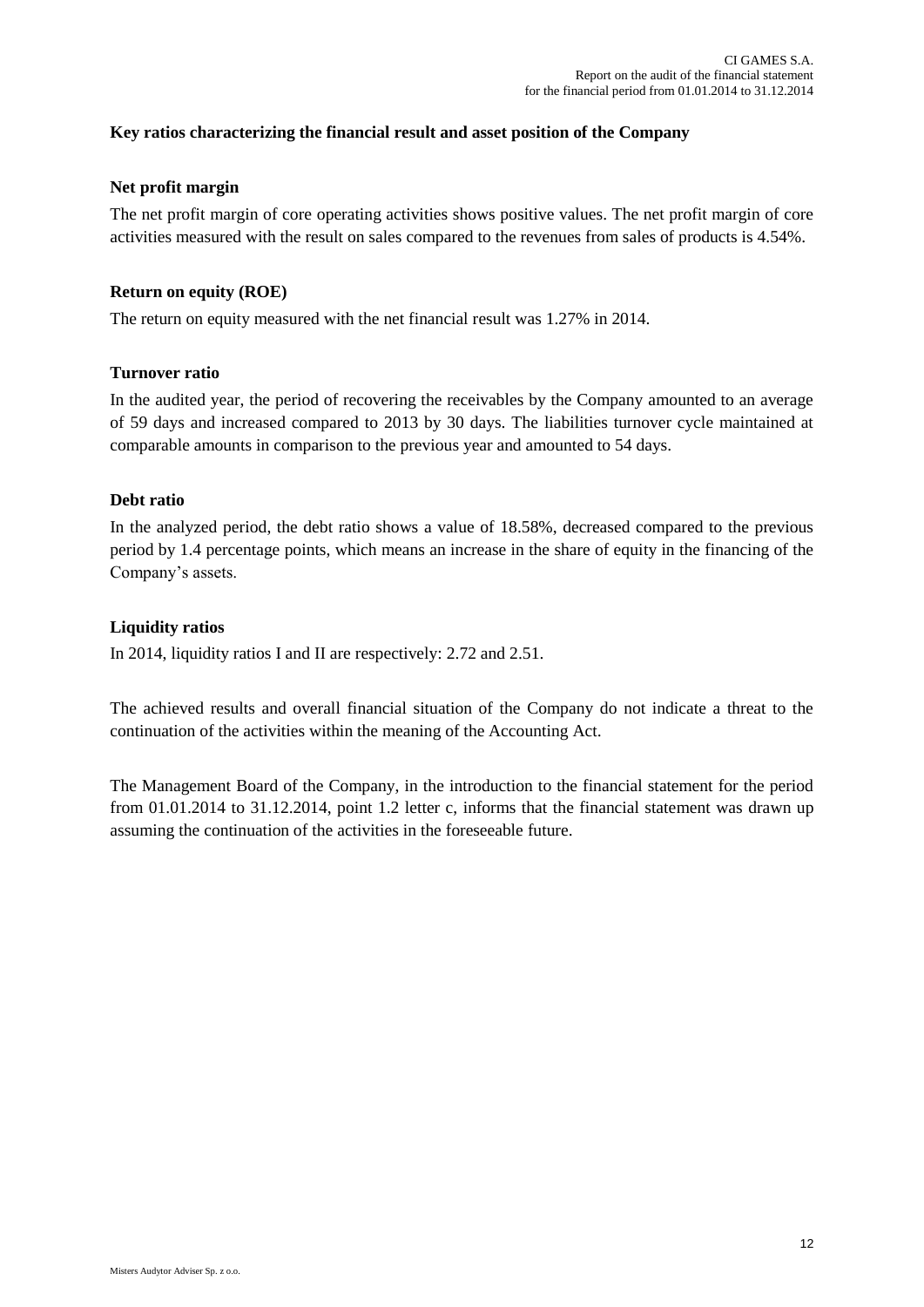### Key ratios characterizing the financial result and asset position of the Company

#### Net profit margin

The net profit margin of core operating activities shows positive values. The net profit margin of core activities measured with the result on sales compared to the revenues from sales of products is 4.54%.

#### Return on equity (ROE)

The return on equity measured with the net financial result was 1.27% in 2014.

#### Turnover ratio

In the audited year, the period of recovering the receivables by the Company amounted to an average of 59 days and increased compared to 2013 by 30 days. The liabilities turnover cycle maintained at comparable amounts in comparison to the previous year and amounted to 54 days.

#### Debt ratio

In the analyzed period, the debt ratio shows a value of 18.58%, decreased compared to the previous period by 1.4 percentage points, which means an increase in the share of equity in the financing of the Company's assets.

#### Liquidity ratios

In 2014, liquidity ratios I and II are respectively: 2.72 and 2.51.

The achieved results and overall financial situation of the Company do not indicate a threat to the continuation of the activities within the meaning of the Accounting Act.

The Management Board of the Company, in the introduction to the financial statement for the period from 01.01.2014 to 31.12.2014, point 1.2 letter c, informs that the financial statement was drawn up assuming the continuation of the activities in the foreseeable future.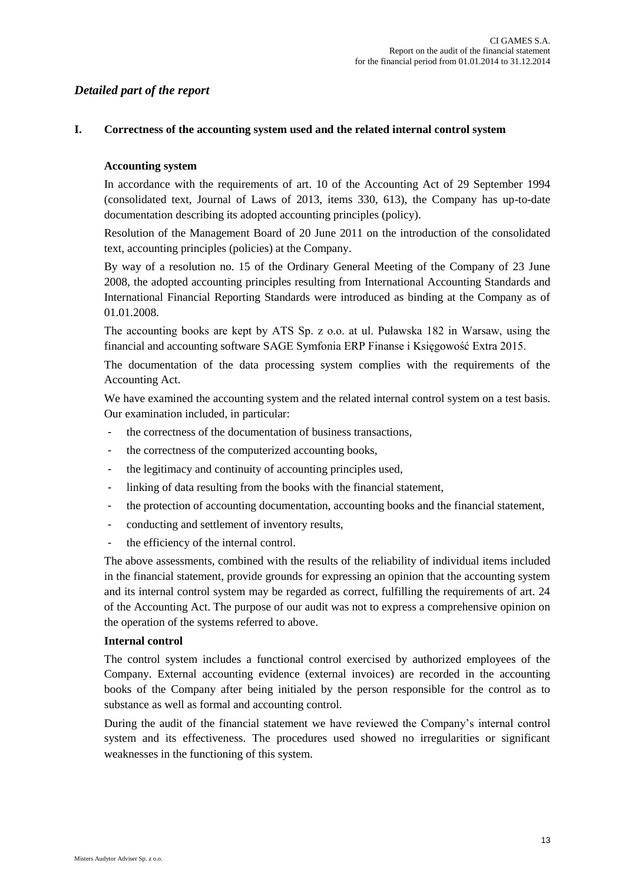## *Detailed part of the report*

### I. Correctness of the accounting system used and the related internal control system

**Accounting system**

In accordance with the requirements of art. 10 of the Accounting Act of 29 September 1994 (consolidated text, Journal of Laws of 2013, items 330, 613), the Company has up-to-date documentation describing its adopted accounting principles (policy).

Resolution of the Management Board of 20 June 2011 on the introduction of the consolidated text, accounting principles (policies) at the Company.

By way of a resolution no. 15 of the Ordinary General Meeting of the Company of 23 June 2008, the adopted accounting principles resulting from International Accounting Standards and International Financial Reporting Standards were introduced as binding at the Company as of 01.01.2008.

The accounting books are kept by ATS Sp. z o.o. at ul. Puławska 182 in Warsaw, using the financial and accounting software SAGE Symfonia ERP Finanse i Księgowość Extra 2015.

The documentation of the data processing system complies with the requirements of the Accounting Act.

We have examined the accounting system and the related internal control system on a test basis. Our examination included, in particular:

- the correctness of the documentation of business transactions,
- the correctness of the computerized accounting books,
- the legitimacy and continuity of accounting principles used,
- linking of data resulting from the books with the financial statement,
- the protection of accounting documentation, accounting books and the financial statement,
- conducting and settlement of inventory results,
- the efficiency of the internal control.

The above assessments, combined with the results of the reliability of individual items included in the financial statement, provide grounds for expressing an opinion that the accounting system and its internal control system may be regarded as correct, fulfilling the requirements of art. 24 of the Accounting Act. The purpose of our audit was not to express a comprehensive opinion on the operation of the systems referred to above.

**Internal control**

The control system includes a functional control exercised by authorized employees of the Company. External accounting evidence (external invoices) are recorded in the accounting books of the Company after being initialed by the person responsible for the control as to substance as well as formal and accounting control.

During the audit of the financial statement we have reviewed the Company's internal control system and its effectiveness. The procedures used showed no irregularities or significant weaknesses in the functioning of this system.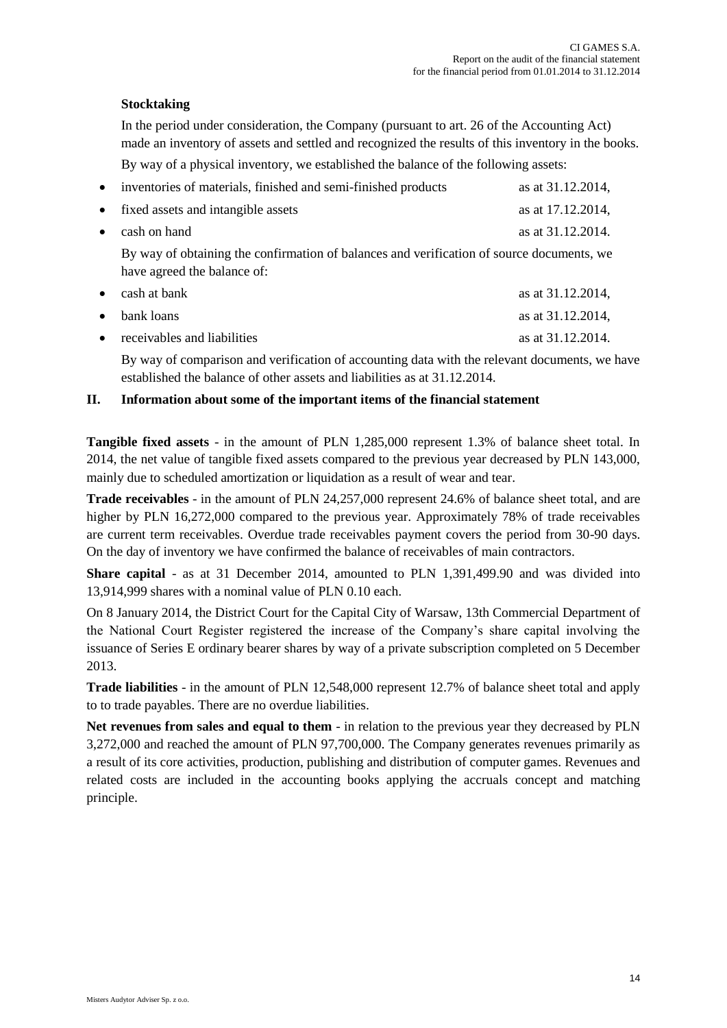**Stocktaking**

In the period under consideration, the Company (pursuant to art. 26 of the Accounting Act) made an inventory of assets and settled and recognized the results of this inventory in the books.

By way of a physical inventory, we established the balance of the following assets:

- inventories of materials, finished and semi-finished products as at 31.12.2014,
- fixed assets and intangible assets as at 17.12.2014,
- cash on hand as at 31.12.2014.

By way of obtaining the confirmation of balances and verification of source documents, we have agreed the balance of:

- cash at bank as at 31.12.2014,
- bank loans as at 31.12.2014,
- receivables and liabilities as at 31.12.2014.

By way of comparison and verification of accounting data with the relevant documents, we have established the balance of other assets and liabilities as at 31.12.2014.

## II. Information about some of the important items of the financial statement

**Tangible fixed assets** - in the amount of PLN 1,285,000 represent 1.3% of balance sheet total. In 2014, the net value of tangible fixed assets compared to the previous year decreased by PLN 143,000, mainly due to scheduled amortization or liquidation as a result of wear and tear.

**Trade receivables** - in the amount of PLN 24,257,000 represent 24.6% of balance sheet total, and are higher by PLN 16,272,000 compared to the previous year. Approximately 78% of trade receivables are current term receivables. Overdue trade receivables payment covers the period from 30-90 days. On the day of inventory we have confirmed the balance of receivables of main contractors.

**Share capital** - as at 31 December 2014, amounted to PLN 1,391,499.90 and was divided into 13,914,999 shares with a nominal value of PLN 0.10 each.

On 8 January 2014, the District Court for the Capital City of Warsaw, 13th Commercial Department of the National Court Register registered the increase of the Company's share capital involving the issuance of Series E ordinary bearer shares by way of a private subscription completed on 5 December 2013.

**Trade liabilities** - in the amount of PLN 12,548,000 represent 12.7% of balance sheet total and apply to to trade payables. There are no overdue liabilities.

**Net revenues from sales and equal to them** - in relation to the previous year they decreased by PLN 3,272,000 and reached the amount of PLN 97,700,000. The Company generates revenues primarily as a result of its core activities, production, publishing and distribution of computer games. Revenues and related costs are included in the accounting books applying the accruals concept and matching principle.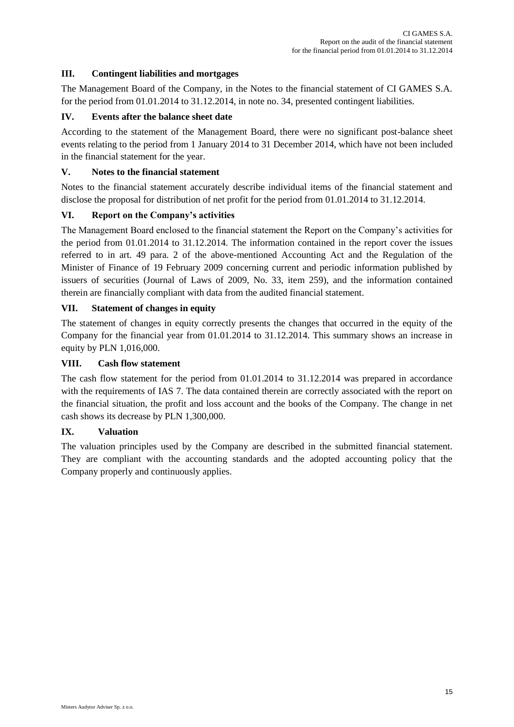## III. Contingent liabilities and mortgages

The Management Board of the Company, in the Notes to the financial statement of CI GAMES S.A. for the period from 01.01.2014 to 31.12.2014, in note no. 34, presented contingent liabilities.

## IV. Events after the balance sheet date

According to the statement of the Management Board, there were no significant post-balance sheet events relating to the period from 1 January 2014 to 31 December 2014, which have not been included in the financial statement for the year.

## V. Notes to the financial statement

Notes to the financial statement accurately describe individual items of the financial statement and disclose the proposal for distribution of net profit for the period from 01.01.2014 to 31.12.2014.

## VI. Report on the Company's activities

The Management Board enclosed to the financial statement the Report on the Company's activities for the period from 01.01.2014 to 31.12.2014. The information contained in the report cover the issues referred to in art. 49 para. 2 of the above-mentioned Accounting Act and the Regulation of the Minister of Finance of 19 February 2009 concerning current and periodic information published by issuers of securities (Journal of Laws of 2009, No. 33, item 259), and the information contained therein are financially compliant with data from the audited financial statement.

## VII. Statement of changes in equity

The statement of changes in equity correctly presents the changes that occurred in the equity of the Company for the financial year from 01.01.2014 to 31.12.2014. This summary shows an increase in equity by PLN 1,016,000.

## VIII. Cash flow statement

The cash flow statement for the period from 01.01.2014 to 31.12.2014 was prepared in accordance with the requirements of IAS 7. The data contained therein are correctly associated with the report on the financial situation, the profit and loss account and the books of the Company. The change in net cash shows its decrease by PLN 1,300,000.

## IX. Valuation

The valuation principles used by the Company are described in the submitted financial statement. They are compliant with the accounting standards and the adopted accounting policy that the Company properly and continuously applies.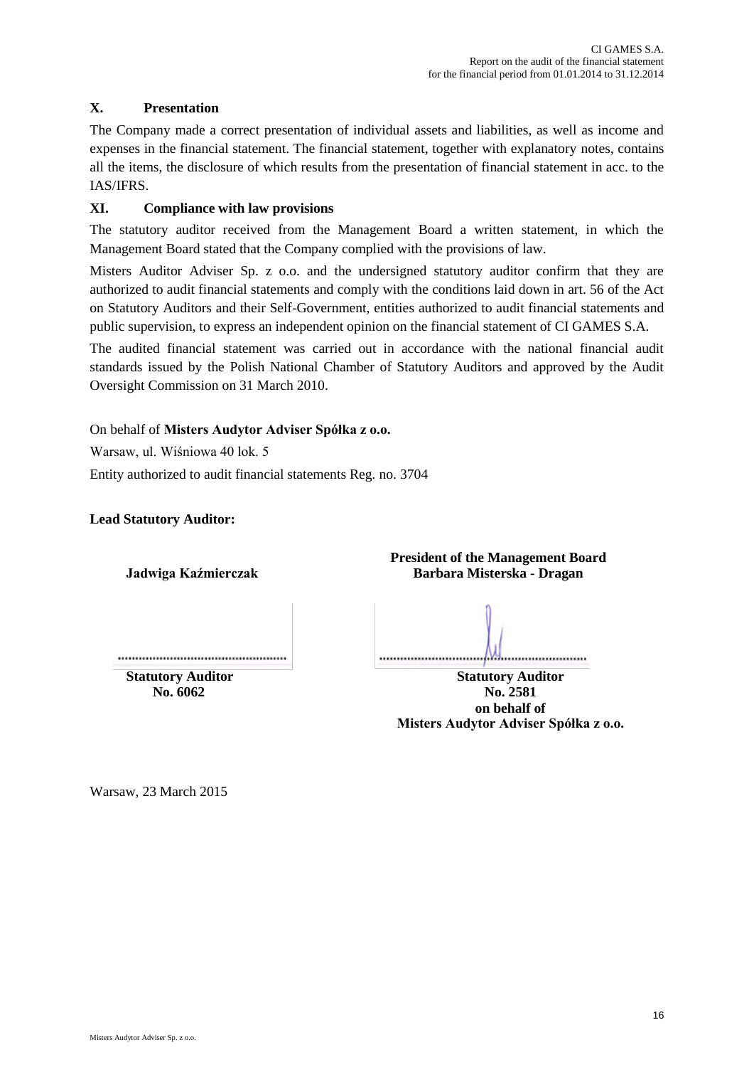## X. Presentation

The Company made a correct presentation of individual assets and liabilities, as well as income and expenses in the financial statement. The financial statement, together with explanatory notes, contains all the items, the disclosure of which results from the presentation of financial statement in acc. to the IAS/IFRS.

## XI. Compliance with law provisions

The statutory auditor received from the Management Board a written statement, in which the Management Board stated that the Company complied with the provisions of law.

Misters Auditor Adviser Sp. z o.o. and the undersigned statutory auditor confirm that they are authorized to audit financial statements and comply with the conditions laid down in art. 56 of the Act on Statutory Auditors and their Self-Government, entities authorized to audit financial statements and public supervision, to express an independent opinion on the financial statement of CI GAMES S.A.

The audited financial statement was carried out in accordance with the national financial audit standards issued by the Polish National Chamber of Statutory Auditors and approved by the Audit Oversight Commission on 31 March 2010.

On behalf of **Misters Audytor Adviser Spółka z o.o.**

Warsaw, ul. Wiśniowa 40 lok. 5

Entity authorized to audit financial statements Reg. no. 3704

**Lead Statutory Auditor:**

**Jadwiga Kaźmierczak**

.................................................

**Statutory Auditor**
**No. 6062**

**President of the Management Board**
**Barbara Misterska - Dragan**

.................................................

**Statutory Auditor**
**No. 2581**
**on behalf of**
**Misters Audytor Adviser Spółka z o.o.**

Warsaw, 23 March 2015